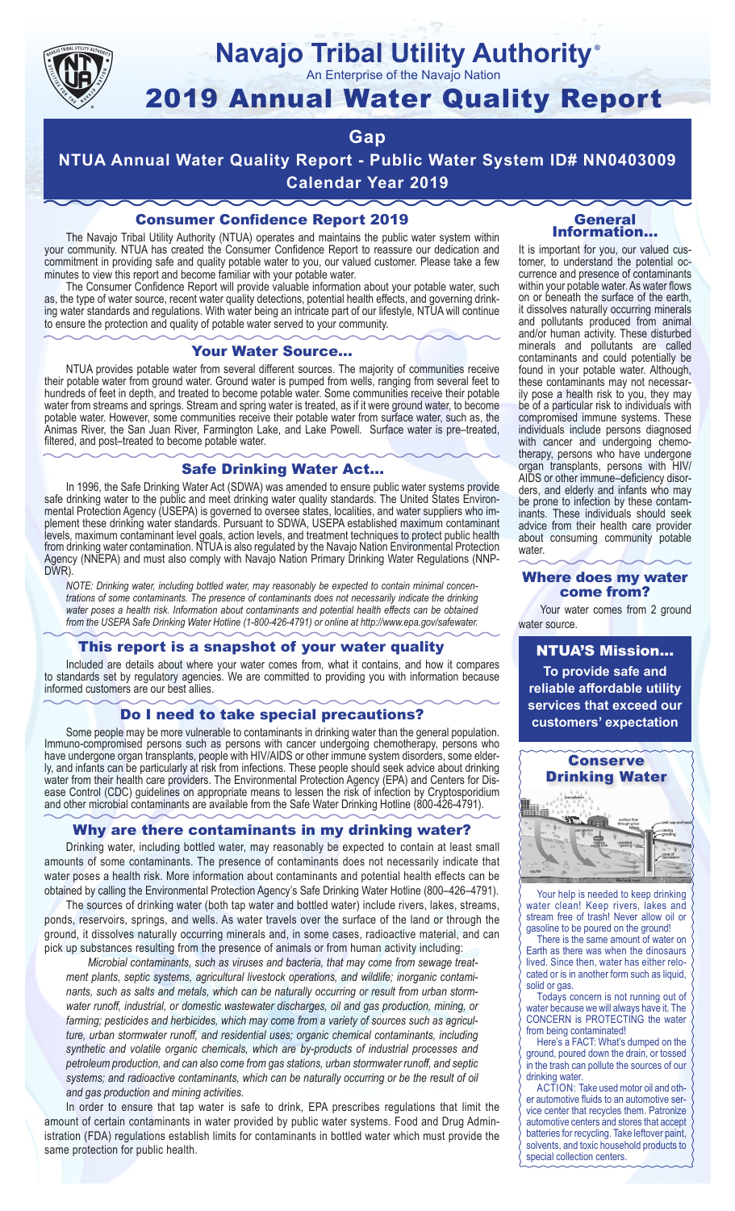# Navajo Tribal Utility Authority®

An Enterprise of the Navajo Nation

# 2019 Annual Water Quality Report

## Gap

## NTUA Annual Water Quality Report - Public Water System ID# NN0403009

## Calendar Year 2019

### Consumer Confidence Report 2019

The Navajo Tribal Utility Authority (NTUA) operates and maintains the public water system within your community. NTUA has created the Consumer Confidence Report to reassure our dedication and commitment in providing safe and quality potable water to you, our valued customer. Please take a few minutes to view this report and become familiar with your potable water.

The Consumer Confidence Report will provide valuable information about your potable water, such as, the type of water source, recent water quality detections, potential health effects, and governing drinking water standards and regulations. With water being an intricate part of our lifestyle, NTUA will continue to ensure the protection and quality of potable water served to your community.

### Your Water Source…

NTUA provides potable water from several different sources. The majority of communities receive their potable water from ground water. Ground water is pumped from wells, ranging from several feet to hundreds of feet in depth, and treated to become potable water. Some communities receive their potable water from streams and springs. Stream and spring water is treated, as if it were ground water, to become potable water. However, some communities receive their potable water from surface water, such as, the Animas River, the San Juan River, Farmington Lake, and Lake Powell. Surface water is pre–treated, filtered, and post–treated to become potable water.

### Safe Drinking Water Act…

In 1996, the Safe Drinking Water Act (SDWA) was amended to ensure public water systems provide safe drinking water to the public and meet drinking water quality standards. The United States Environmental Protection Agency (USEPA) is governed to oversee states, localities, and water suppliers who implement these drinking water standards. Pursuant to SDWA, USEPA established maximum contaminant levels, maximum contaminant level goals, action levels, and treatment techniques to protect public health from drinking water contamination. NTUA is also regulated by the Navajo Nation Environmental Protection Agency (NNEPA) and must also comply with Navajo Nation Primary Drinking Water Regulations (NNPDWR).

*NOTE: Drinking water, including bottled water, may reasonably be expected to contain minimal concentrations of some contaminants. The presence of contaminants does not necessarily indicate the drinking water poses a health risk. Information about contaminants and potential health effects can be obtained from the USEPA Safe Drinking Water Hotline (1-800-426-4791) or online at http://www.epa.gov/safewater.*

### This report is a snapshot of your water quality

Included are details about where your water comes from, what it contains, and how it compares to standards set by regulatory agencies. We are committed to providing you with information because informed customers are our best allies.

### Do I need to take special precautions?

Some people may be more vulnerable to contaminants in drinking water than the general population. Immuno-compromised persons such as persons with cancer undergoing chemotherapy, persons who have undergone organ transplants, people with HIV/AIDS or other immune system disorders, some elderly, and infants can be particularly at risk from infections. These people should seek advice about drinking water from their health care providers. The Environmental Protection Agency (EPA) and Centers for Disease Control (CDC) guidelines on appropriate means to lessen the risk of infection by Cryptosporidium and other microbial contaminants are available from the Safe Water Drinking Hotline (800-426-4791).

### Why are there contaminants in my drinking water?

Drinking water, including bottled water, may reasonably be expected to contain at least small amounts of some contaminants. The presence of contaminants does not necessarily indicate that water poses a health risk. More information about contaminants and potential health effects can be obtained by calling the Environmental Protection Agency's Safe Drinking Water Hotline (800–426–4791).

The sources of drinking water (both tap water and bottled water) include rivers, lakes, streams, ponds, reservoirs, springs, and wells. As water travels over the surface of the land or through the ground, it dissolves naturally occurring minerals and, in some cases, radioactive material, and can pick up substances resulting from the presence of animals or from human activity including:

*Microbial contaminants, such as viruses and bacteria, that may come from sewage treatment plants, septic systems, agricultural livestock operations, and wildlife; inorganic contaminants, such as salts and metals, which can be naturally occurring or result from urban stormwater runoff, industrial, or domestic wastewater discharges, oil and gas production, mining, or farming; pesticides and herbicides, which may come from a variety of sources such as agriculture, urban stormwater runoff, and residential uses; organic chemical contaminants, including synthetic and volatile organic chemicals, which are by-products of industrial processes and petroleum production, and can also come from gas stations, urban stormwater runoff, and septic systems; and radioactive contaminants, which can be naturally occurring or be the result of oil and gas production and mining activities.*

In order to ensure that tap water is safe to drink, EPA prescribes regulations that limit the amount of certain contaminants in water provided by public water systems. Food and Drug Administration (FDA) regulations establish limits for contaminants in bottled water which must provide the same protection for public health.

### General Information…

It is important for you, our valued customer, to understand the potential occurrence and presence of contaminants within your potable water. As water flows on or beneath the surface of the earth, it dissolves naturally occurring minerals and pollutants produced from animal and/or human activity. These disturbed minerals and pollutants are called contaminants and could potentially be found in your potable water. Although, these contaminants may not necessarily pose a health risk to you, they may be of a particular risk to individuals with compromised immune systems. These individuals include persons diagnosed with cancer and undergoing chemotherapy, persons who have undergone organ transplants, persons with HIV/AIDS or other immune–deficiency disorders, and elderly and infants who may be prone to infection by these contaminants. These individuals should seek advice from their health care provider about consuming community potable water.

### Where does my water come from?

Your water comes from 2 ground water source.

### NTUA'S Mission…

**To provide safe and reliable affordable utility services that exceed our customers' expectation**

### Conserve Drinking Water

Your help is needed to keep drinking water clean! Keep rivers, lakes and stream free of trash! Never allow oil or gasoline to be poured on the ground!

There is the same amount of water on Earth as there was when the dinosaurs lived. Since then, water has either relocated or is in another form such as liquid, solid or gas.

Todays concern is not running out of water because we will always have it. The CONCERN is PROTECTING the water from being contaminated!

Here's a FACT: What's dumped on the ground, poured down the drain, or tossed in the trash can pollute the sources of our drinking water.

ACTION: Take used motor oil and other automotive fluids to an automotive service center that recycles them. Patronize automotive centers and stores that accept batteries for recycling. Take leftover paint, solvents, and toxic household products to special collection centers.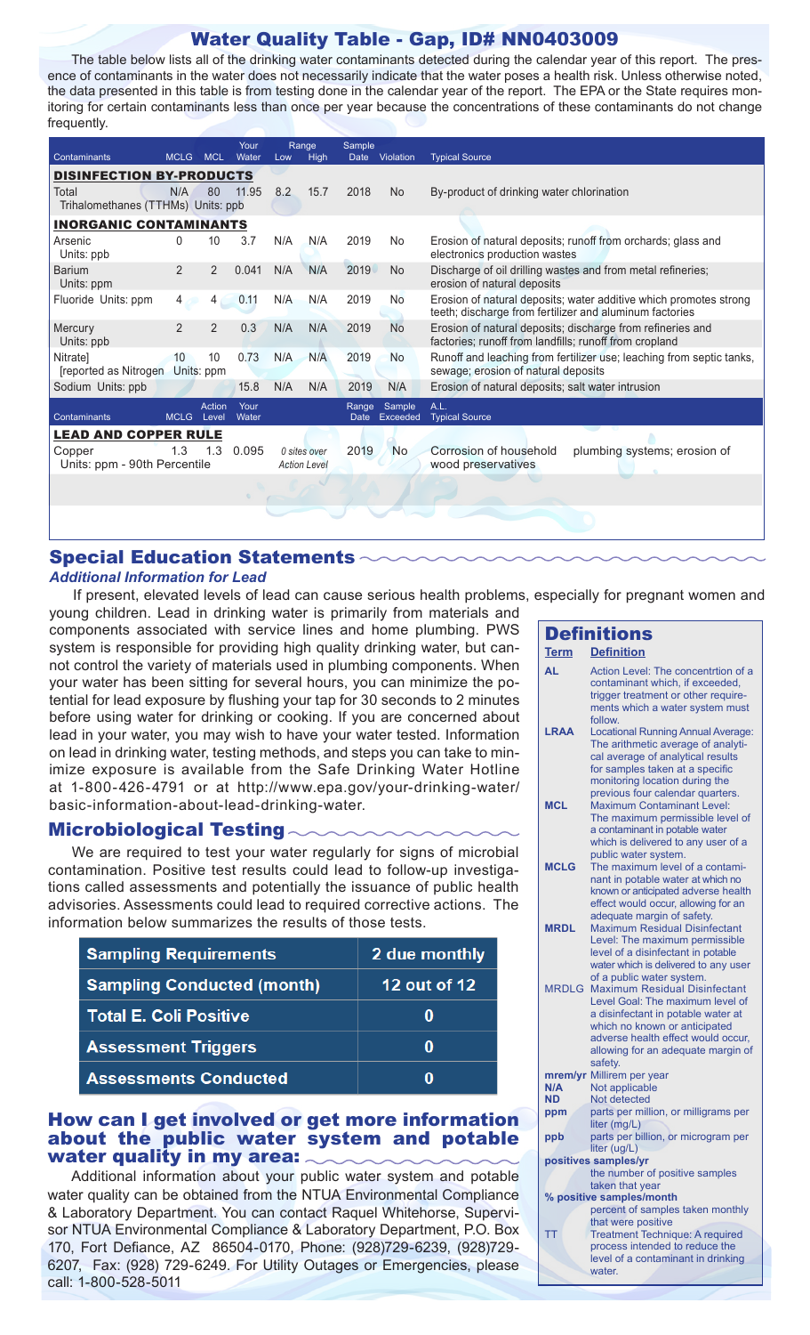# Water Quality Table - Gap, ID# NN0403009

The table below lists all of the drinking water contaminants detected during the calendar year of this report. The presence of contaminants in the water does not necessarily indicate that the water poses a health risk. Unless otherwise noted, the data presented in this table is from testing done in the calendar year of the report. The EPA or the State requires monitoring for certain contaminants less than once per year because the concentrations of these contaminants do not change frequently.

| Contaminants | MCLG | MCL | Your Water | Range Low | Range High | Sample Date | Violation | Typical Source |
|---|---|---|---|---|---|---|---|---|
| **DISINFECTION BY-PRODUCTS** | | | | | | | | |
| Total Trihalomethanes (TTHMs) Units: ppb | N/A | 80 | 11.95 | 8.2 | 15.7 | 2018 | No | By-product of drinking water chlorination |
| **INORGANIC CONTAMINANTS** | | | | | | | | |
| Arsenic Units: ppb | 0 | 10 | 3.7 | N/A | N/A | 2019 | No | Erosion of natural deposits; runoff from orchards; glass and electronics production wastes |
| Barium Units: ppm | 2 | 2 | 0.041 | N/A | N/A | 2019 | No | Discharge of oil drilling wastes and from metal refineries; erosion of natural deposits |
| Fluoride Units: ppm | 4 | 4 | 0.11 | N/A | N/A | 2019 | No | Erosion of natural deposits; water additive which promotes strong teeth; discharge from fertilizer and aluminum factories |
| Mercury Units: ppb | 2 | 2 | 0.3 | N/A | N/A | 2019 | No | Erosion of natural deposits; discharge from refineries and factories; runoff from landfills; runoff from cropland |
| Nitrate] [reported as Nitrogen Units: ppm | 10 | 10 | 0.73 | N/A | N/A | 2019 | No | Runoff and leaching from fertilizer use; leaching from septic tanks, sewage; erosion of natural deposits |
| Sodium Units: ppb | | | 15.8 | N/A | N/A | 2019 | N/A | Erosion of natural deposits; salt water intrusion |

| Contaminants | MCLG | Action Level | Your Water | | Range Date | Sample Exceeded | A.L. Typical Source |
|---|---|---|---|---|---|---|---|
| **LEAD AND COPPER RULE** | | | | | | | |
| Copper Units: ppm - 90th Percentile | 1.3 | 1.3 | 0.095 | *0 sites over Action Level* | 2019 | No | Corrosion of household plumbing systems; erosion of wood preservatives |

## Special Education Statements

***Additional Information for Lead***

If present, elevated levels of lead can cause serious health problems, especially for pregnant women and young children. Lead in drinking water is primarily from materials and components associated with service lines and home plumbing. PWS system is responsible for providing high quality drinking water, but cannot control the variety of materials used in plumbing components. When your water has been sitting for several hours, you can minimize the potential for lead exposure by flushing your tap for 30 seconds to 2 minutes before using water for drinking or cooking. If you are concerned about lead in your water, you may wish to have your water tested. Information on lead in drinking water, testing methods, and steps you can take to minimize exposure is available from the Safe Drinking Water Hotline at 1-800-426-4791 or at http://www.epa.gov/your-drinking-water/basic-information-about-lead-drinking-water.

## Microbiological Testing

We are required to test your water regularly for signs of microbial contamination. Positive test results could lead to follow-up investigations called assessments and potentially the issuance of public health advisories. Assessments could lead to required corrective actions. The information below summarizes the results of those tests.

| | |
|---|---|
| Sampling Requirements | 2 due monthly |
| Sampling Conducted (month) | 12 out of 12 |
| Total E. Coli Positive | 0 |
| Assessment Triggers | 0 |
| Assessments Conducted | 0 |

## How can I get involved or get more information about the public water system and potable water quality in my area:

Additional information about your public water system and potable water quality can be obtained from the NTUA Environmental Compliance & Laboratory Department. You can contact Raquel Whitehorse, Supervisor NTUA Environmental Compliance & Laboratory Department, P.O. Box 170, Fort Defiance, AZ 86504-0170, Phone: (928)729-6239, (928)729-6207, Fax: (928) 729-6249. For Utility Outages or Emergencies, please call: 1-800-528-5011

## Definitions

| Term | Definition |
|---|---|
| AL | Action Level: The concentrtion of a contaminant which, if exceeded, trigger treatment or other requirements which a water system must follow. |
| LRAA | Locational Running Annual Average: The arithmetic average of analytical results for samples taken at a specific monitoring location during the previous four calendar quarters. |
| MCL | Maximum Contaminant Level: The maximum permissible level of a contaminant in potable water which is delivered to any user of a public water system. |
| MCLG | The maximum level of a contaminant in potable water at which no known or anticipated adverse health effect would occur, allowing for an adequate margin of safety. |
| MRDL | Maximum Residual Disinfectant Level: The maximum permissible level of a disinfectant in potable water which is delivered to any user of a public water system. |
| MRDLG | Maximum Residual Disinfectant Level Goal: The maximum level of a disinfectant in potable water at which no known or anticipated adverse health effect would occur, allowing for an adequate margin of safety. |
| mrem/yr | Millirem per year |
| N/A | Not applicable |
| ND | Not detected |
| ppm | parts per million, or milligrams per liter (mg/L) |
| ppb | parts per billion, or microgram per liter (ug/L) |
| positives samples/yr | the number of positive samples taken that year |
| % positive samples/month | percent of samples taken monthly that were positive |
| TT | Treatment Technique: A required process intended to reduce the level of a contaminant in drinking water. |